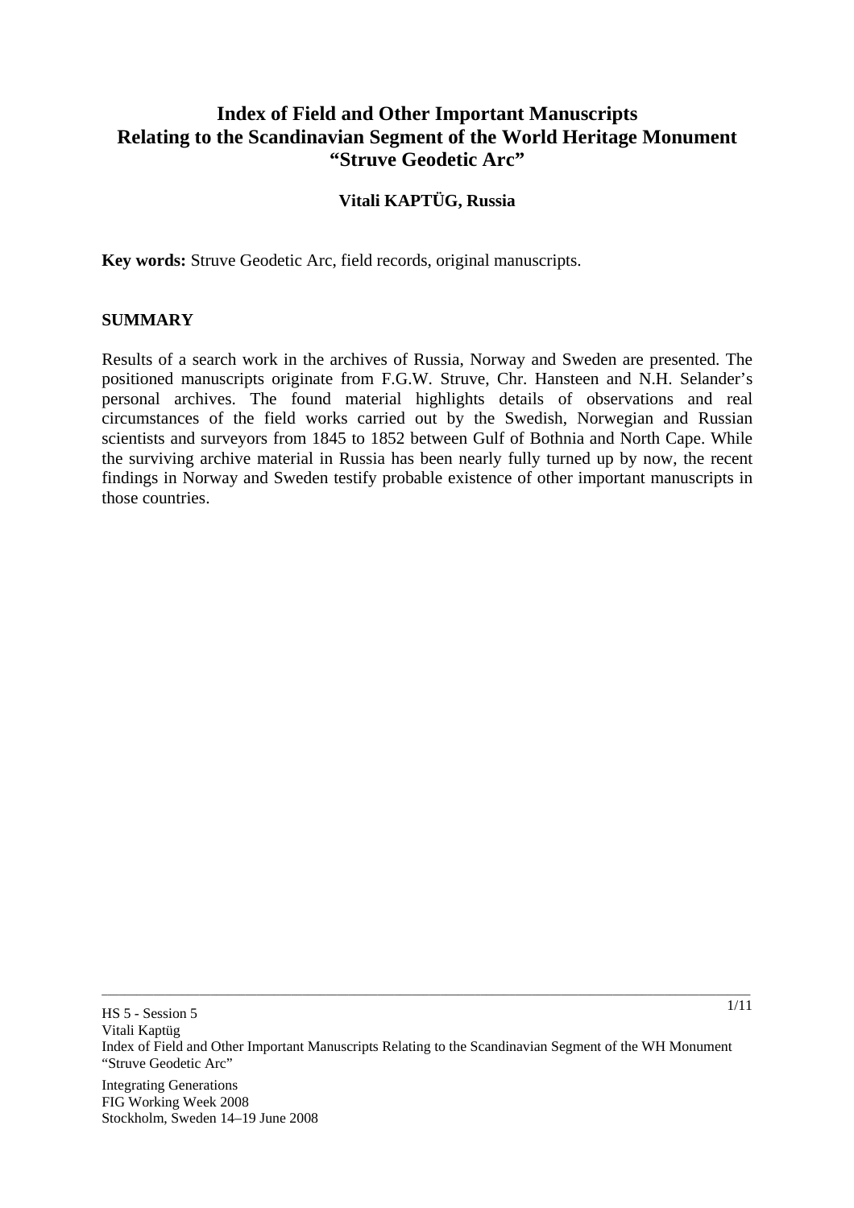# Index of Field and Other Important Manuscripts Relating to the Scandinavian Segment of the World Heritage Monument "Struve Geodetic Arc"

**Vitali KAPTÜG, Russia**

**Key words:** Struve Geodetic Arc, field records, original manuscripts.

## SUMMARY

Results of a search work in the archives of Russia, Norway and Sweden are presented. The positioned manuscripts originate from F.G.W. Struve, Chr. Hansteen and N.H. Selander's personal archives. The found material highlights details of observations and real circumstances of the field works carried out by the Swedish, Norwegian and Russian scientists and surveyors from 1845 to 1852 between Gulf of Bothnia and North Cape. While the surviving archive material in Russia has been nearly fully turned up by now, the recent findings in Norway and Sweden testify probable existence of other important manuscripts in those countries.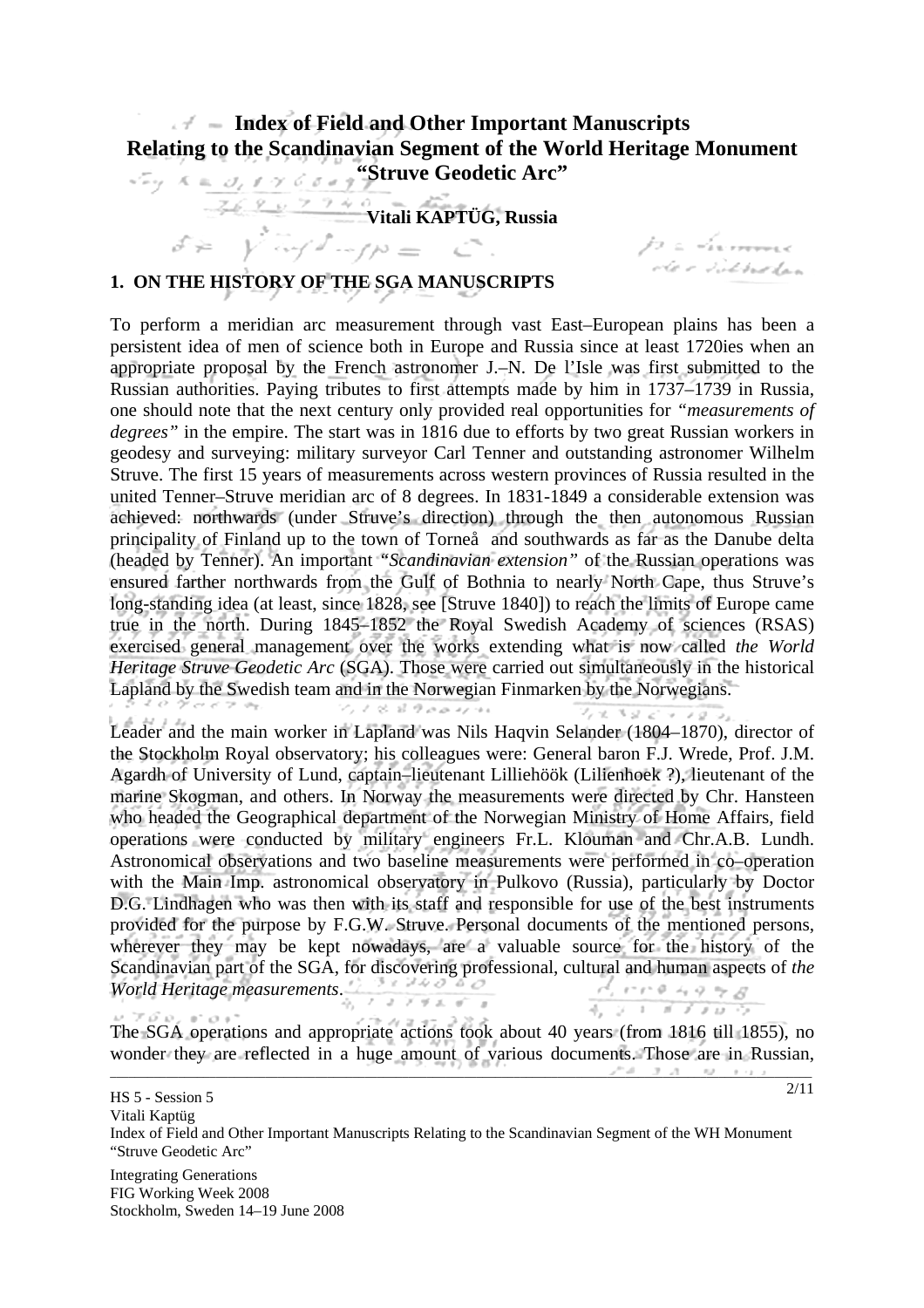# Index of Field and Other Important Manuscripts Relating to the Scandinavian Segment of the World Heritage Monument "Struve Geodetic Arc"

**Vitali KAPTÜG, Russia**

## 1. ON THE HISTORY OF THE SGA MANUSCRIPTS

To perform a meridian arc measurement through vast East–European plains has been a persistent idea of men of science both in Europe and Russia since at least 1720ies when an appropriate proposal by the French astronomer J.–N. De l'Isle was first submitted to the Russian authorities. Paying tributes to first attempts made by him in 1737–1739 in Russia, one should note that the next century only provided real opportunities for *"measurements of degrees"* in the empire. The start was in 1816 due to efforts by two great Russian workers in geodesy and surveying: military surveyor Carl Tenner and outstanding astronomer Wilhelm Struve. The first 15 years of measurements across western provinces of Russia resulted in the united Tenner–Struve meridian arc of 8 degrees. In 1831-1849 a considerable extension was achieved: northwards (under Struve's direction) through the then autonomous Russian principality of Finland up to the town of Torneå and southwards as far as the Danube delta (headed by Tenner). An important *"Scandinavian extension"* of the Russian operations was ensured farther northwards from the Gulf of Bothnia to nearly North Cape, thus Struve's long-standing idea (at least, since 1828, see [Struve 1840]) to reach the limits of Europe came true in the north. During 1845–1852 the Royal Swedish Academy of sciences (RSAS) exercised general management over the works extending what is now called *the World Heritage Struve Geodetic Arc* (SGA). Those were carried out simultaneously in the historical Lapland by the Swedish team and in the Norwegian Finmarken by the Norwegians.

Leader and the main worker in Lapland was Nils Haqvin Selander (1804–1870), director of the Stockholm Royal observatory; his colleagues were: General baron F.J. Wrede, Prof. J.M. Agardh of University of Lund, captain–lieutenant Lilliehöök (Lilienhoek ?), lieutenant of the marine Skogman, and others. In Norway the measurements were directed by Chr. Hansteen who headed the Geographical department of the Norwegian Ministry of Home Affairs, field operations were conducted by military engineers Fr.L. Klouman and Chr.A.B. Lundh. Astronomical observations and two baseline measurements were performed in co–operation with the Main Imp. astronomical observatory in Pulkovo (Russia), particularly by Doctor D.G. Lindhagen who was then with its staff and responsible for use of the best instruments provided for the purpose by F.G.W. Struve. Personal documents of the mentioned persons, wherever they may be kept nowadays, are a valuable source for the history of the Scandinavian part of the SGA, for discovering professional, cultural and human aspects of *the World Heritage measurements*.

The SGA operations and appropriate actions took about 40 years (from 1816 till 1855), no wonder they are reflected in a huge amount of various documents. Those are in Russian,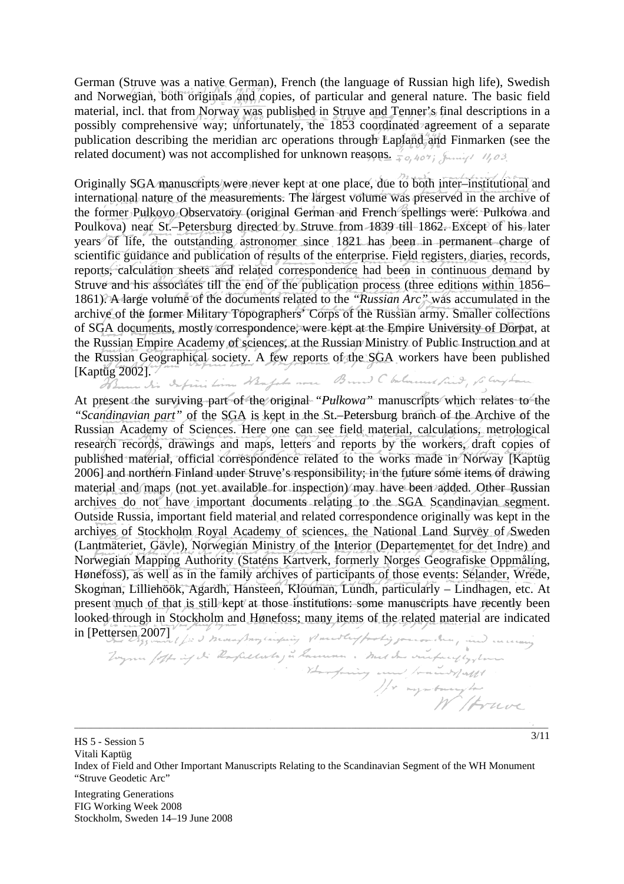German (Struve was a native German), French (the language of Russian high life), Swedish and Norwegian, both originals and copies, of particular and general nature. The basic field material, incl. that from Norway was published in Struve and Tenner's final descriptions in a possibly comprehensive way; unfortunately, the 1853 coordinated agreement of a separate publication describing the meridian arc operations through Lapland and Finmarken (see the related document) was not accomplished for unknown reasons.

Originally SGA manuscripts were never kept at one place, due to both inter–institutional and international nature of the measurements. The largest volume was preserved in the archive of the former Pulkovo Observatory (original German and French spellings were: Pulkowa and Poulkova) near St.–Petersburg directed by Struve from 1839 till 1862. Except of his later years of life, the outstanding astronomer since 1821 has been in permanent charge of scientific guidance and publication of results of the enterprise. Field registers, diaries, records, reports, calculation sheets and related correspondence had been in continuous demand by Struve and his associates till the end of the publication process (three editions within 1856–1861). A large volume of the documents related to the *"Russian Arc"* was accumulated in the archive of the former Military Topographers' Corps of the Russian army. Smaller collections of SGA documents, mostly correspondence, were kept at the Empire University of Dorpat, at the Russian Empire Academy of sciences, at the Russian Ministry of Public Instruction and at the Russian Geographical society. A few reports of the SGA workers have been published [Kaptüg 2002].

At present the surviving part of the original "*Pulkowa*" manuscripts which relates to the *"Scandinavian part"* of the SGA is kept in the St.–Petersburg branch of the Archive of the Russian Academy of Sciences. Here one can see field material, calculations, metrological research records, drawings and maps, letters and reports by the workers, draft copies of published material, official correspondence related to the works made in Norway [Kaptüg 2006] and northern Finland under Struve's responsibility; in the future some items of drawing material and maps (not yet available for inspection) may have been added. Other Russian archives do not have important documents relating to the SGA Scandinavian segment. Outside Russia, important field material and related correspondence originally was kept in the archives of Stockholm Royal Academy of sciences, the National Land Survey of Sweden (Lantmäteriet, Gävle), Norwegian Ministry of the Interior (Departementet for det Indre) and Norwegian Mapping Authority (Statens Kartverk, formerly Norges Geografiske Oppmåling, Hønefoss), as well as in the family archives of participants of those events: Selander, Wrede, Skogman, Lilliehöök, Agardh, Hansteen, Klouman, Lundh, particularly – Lindhagen, etc. At present much of that is still kept at those institutions: some manuscripts have recently been looked through in Stockholm and Hønefoss; many items of the related material are indicated in [Pettersen 2007]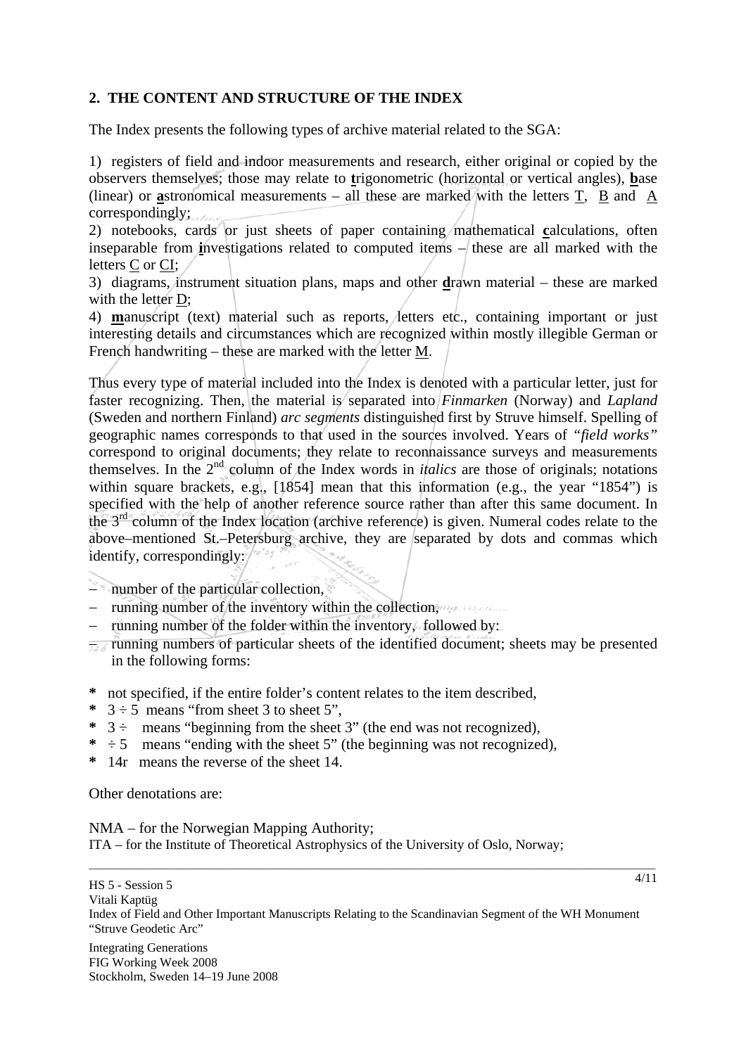## 2. THE CONTENT AND STRUCTURE OF THE INDEX

The Index presents the following types of archive material related to the SGA:

1) registers of field and indoor measurements and research, either original or copied by the observers themselves; those may relate to **t**rigonometric (horizontal or vertical angles), **b**ase (linear) or **a**stronomical measurements – all these are marked with the letters T, B and A correspondingly;
2) notebooks, cards or just sheets of paper containing mathematical **c**alculations, often inseparable from **i**nvestigations related to computed items – these are all marked with the letters C or CI;
3) diagrams, instrument situation plans, maps and other **d**rawn material – these are marked with the letter D;
4) **m**anuscript (text) material such as reports, letters etc., containing important or just interesting details and circumstances which are recognized within mostly illegible German or French handwriting – these are marked with the letter M.

Thus every type of material included into the Index is denoted with a particular letter, just for faster recognizing. Then, the material is separated into *Finmarken* (Norway) and *Lapland* (Sweden and northern Finland) *arc segments* distinguished first by Struve himself. Spelling of geographic names corresponds to that used in the sources involved. Years of *"field works"* correspond to original documents; they relate to reconnaissance surveys and measurements themselves. In the 2nd column of the Index words in *italics* are those of originals; notations within square brackets, e.g., [1854] mean that this information (e.g., the year "1854") is specified with the help of another reference source rather than after this same document. In the 3rd column of the Index location (archive reference) is given. Numeral codes relate to the above–mentioned St.–Petersburg archive, they are separated by dots and commas which identify, correspondingly:

- number of the particular collection,
- running number of the inventory within the collection,
- running number of the folder within the inventory, followed by:
- running numbers of particular sheets of the identified document; sheets may be presented in the following forms:

* not specified, if the entire folder's content relates to the item described,
* 3 ÷ 5 means "from sheet 3 to sheet 5",
* 3 ÷ means "beginning from the sheet 3" (the end was not recognized),
* ÷ 5 means "ending with the sheet 5" (the beginning was not recognized),
* 14r means the reverse of the sheet 14.

Other denotations are:

NMA – for the Norwegian Mapping Authority;
ITA – for the Institute of Theoretical Astrophysics of the University of Oslo, Norway;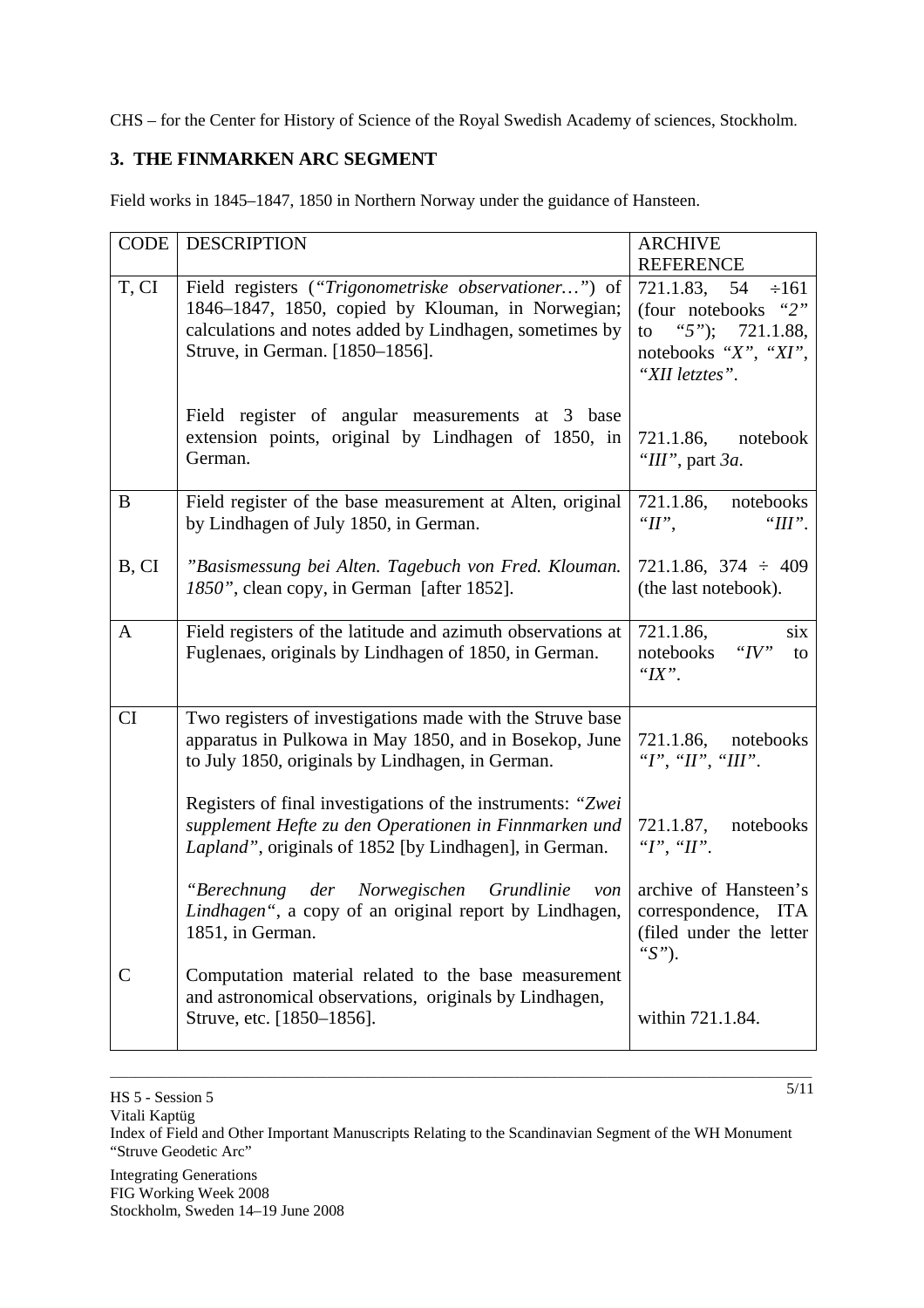CHS – for the Center for History of Science of the Royal Swedish Academy of sciences, Stockholm.

## 3. THE FINMARKEN ARC SEGMENT

Field works in 1845–1847, 1850 in Northern Norway under the guidance of Hansteen.

| CODE | DESCRIPTION | ARCHIVE REFERENCE |
|---|---|---|
| T, CI | Field registers (*"Trigonometriske observationer…"*) of 1846–1847, 1850, copied by Klouman, in Norwegian; calculations and notes added by Lindhagen, sometimes by Struve, in German. [1850–1856]. | 721.1.83, 54 ÷161 (four notebooks *"2"* to *"5"*); 721.1.88, notebooks *"X"*, *"XI"*, *"XII letztes"*. |
| | Field register of angular measurements at 3 base extension points, original by Lindhagen of 1850, in German. | 721.1.86, notebook *"III"*, part *3a*. |
| B | Field register of the base measurement at Alten, original by Lindhagen of July 1850, in German. | 721.1.86, notebooks *"II"*, *"III"*. |
| B, CI | *"Basismessung bei Alten. Tagebuch von Fred. Klouman. 1850"*, clean copy, in German [after 1852]. | 721.1.86, 374 ÷ 409 (the last notebook). |
| A | Field registers of the latitude and azimuth observations at Fuglenaes, originals by Lindhagen of 1850, in German. | 721.1.86, six notebooks *"IV"* to *"IX"*. |
| CI | Two registers of investigations made with the Struve base apparatus in Pulkowa in May 1850, and in Bosekop, June to July 1850, originals by Lindhagen, in German. | 721.1.86, notebooks *"I"*, *"II"*, *"III"*. |
| | Registers of final investigations of the instruments: *"Zwei supplement Hefte zu den Operationen in Finnmarken und Lapland"*, originals of 1852 [by Lindhagen], in German. | 721.1.87, notebooks *"I"*, *"II"*. |
| | *"Berechnung der Norwegischen Grundlinie von Lindhagen"*, a copy of an original report by Lindhagen, 1851, in German. | archive of Hansteen's correspondence, ITA (filed under the letter *"S"*). |
| C | Computation material related to the base measurement and astronomical observations, originals by Lindhagen, Struve, etc. [1850–1856]. | within 721.1.84. |

HS 5 - Session 5
Vitali Kaptüg
Index of Field and Other Important Manuscripts Relating to the Scandinavian Segment of the WH Monument "Struve Geodetic Arc"

Integrating Generations
FIG Working Week 2008
Stockholm, Sweden 14–19 June 2008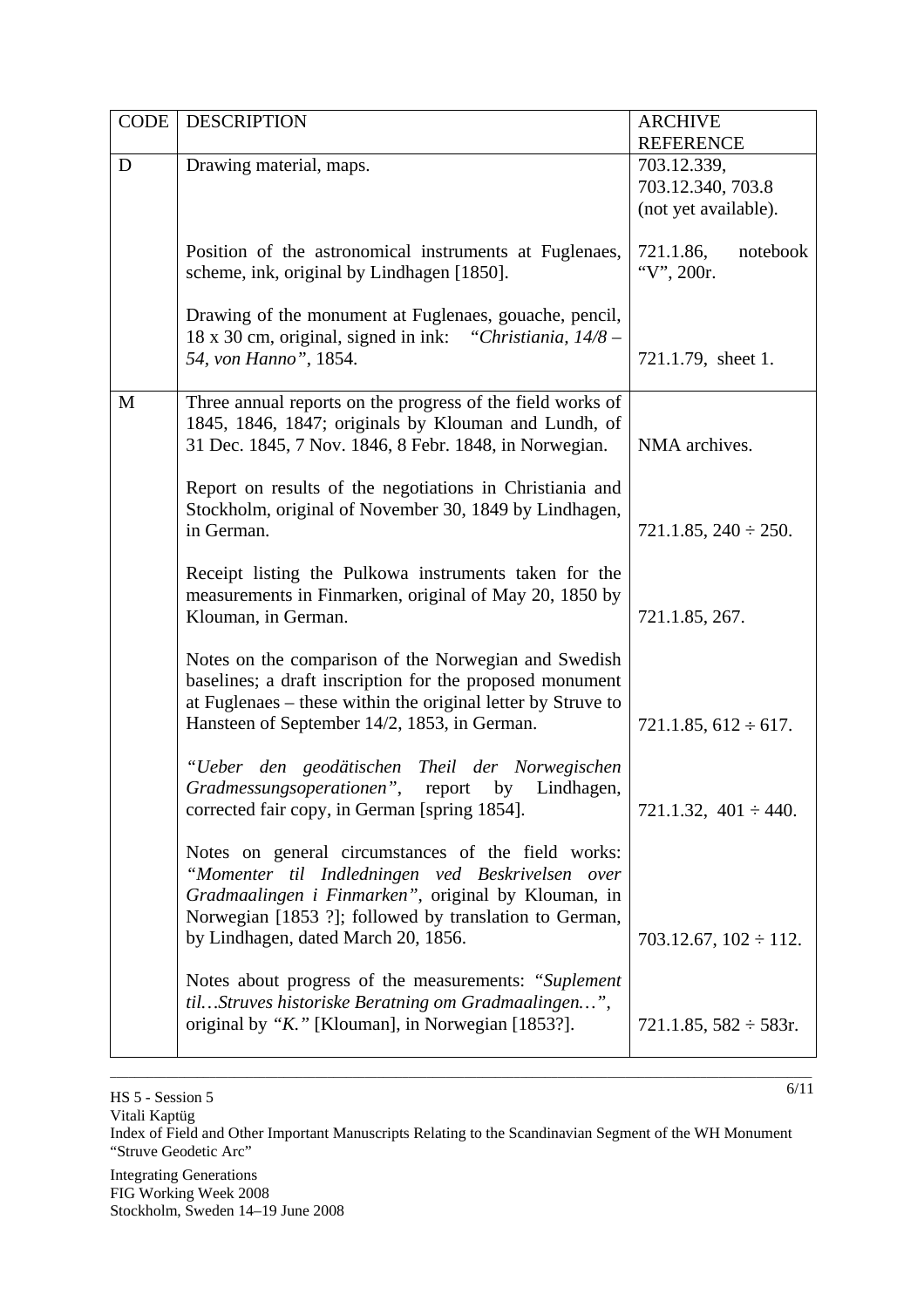| CODE | DESCRIPTION | ARCHIVE REFERENCE |
|---|---|---|
| D | Drawing material, maps. | 703.12.339, 703.12.340, 703.8 (not yet available). |
| | Position of the astronomical instruments at Fuglenaes, scheme, ink, original by Lindhagen [1850]. | 721.1.86, notebook “V”, 200r. |
| | Drawing of the monument at Fuglenaes, gouache, pencil, 18 x 30 cm, original, signed in ink: *“Christiania, 14/8 – 54, von Hanno”*, 1854. | 721.1.79, sheet 1. |
| M | Three annual reports on the progress of the field works of 1845, 1846, 1847; originals by Klouman and Lundh, of 31 Dec. 1845, 7 Nov. 1846, 8 Febr. 1848, in Norwegian. | NMA archives. |
| | Report on results of the negotiations in Christiania and Stockholm, original of November 30, 1849 by Lindhagen, in German. | 721.1.85, 240 ÷ 250. |
| | Receipt listing the Pulkowa instruments taken for the measurements in Finmarken, original of May 20, 1850 by Klouman, in German. | 721.1.85, 267. |
| | Notes on the comparison of the Norwegian and Swedish baselines; a draft inscription for the proposed monument at Fuglenaes – these within the original letter by Struve to Hansteen of September 14/2, 1853, in German. | 721.1.85, 612 ÷ 617. |
| | *“Ueber den geodätischen Theil der Norwegischen Gradmessungsoperationen”*, report by Lindhagen, corrected fair copy, in German [spring 1854]. | 721.1.32, 401 ÷ 440. |
| | Notes on general circumstances of the field works: *“Momenter til Indledningen ved Beskrivelsen over Gradmaalingen i Finmarken”*, original by Klouman, in Norwegian [1853 ?]; followed by translation to German, by Lindhagen, dated March 20, 1856. | 703.12.67, 102 ÷ 112. |
| | Notes about progress of the measurements: *“Suplement til…Struves historiske Beratning om Gradmaalingen…”*, original by *“K.”* [Klouman], in Norwegian [1853?]. | 721.1.85, 582 ÷ 583r. |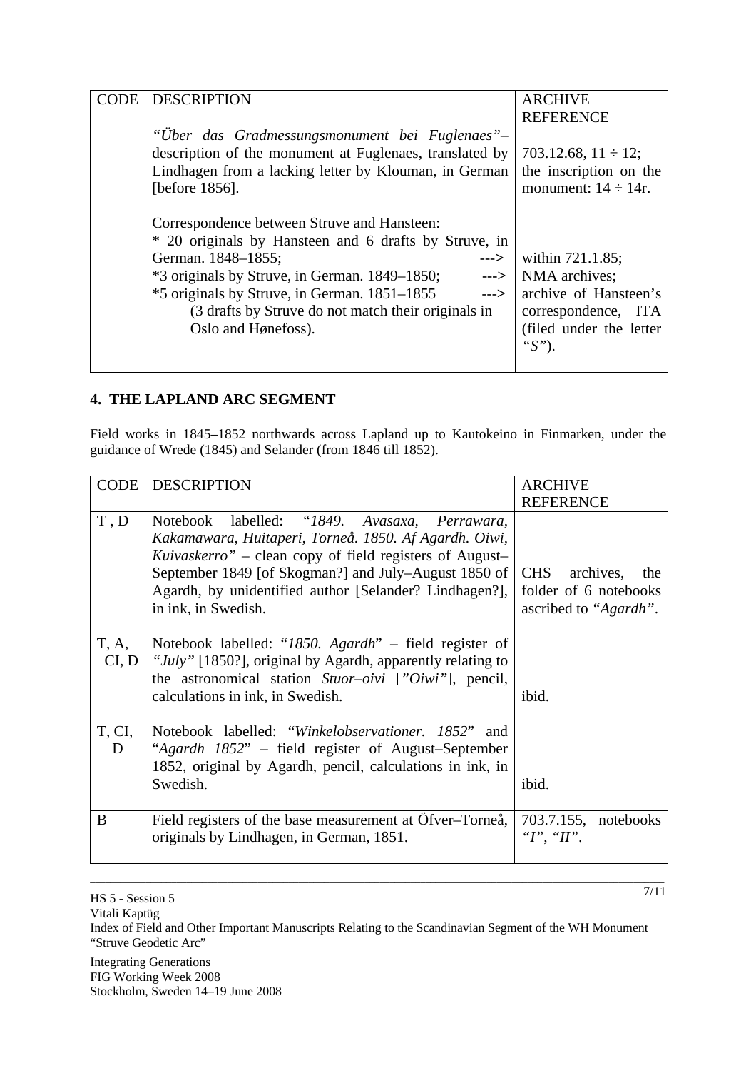| CODE | DESCRIPTION | ARCHIVE REFERENCE |
|---|---|---|
| | *"Über das Gradmessungsmonument bei Fuglenaes"*– description of the monument at Fuglenaes, translated by Lindhagen from a lacking letter by Klouman, in German [before 1856]. | 703.12.68, 11 ÷ 12; the inscription on the monument: 14 ÷ 14r. |
| | Correspondence between Struve and Hansteen: * 20 originals by Hansteen and 6 drafts by Struve, in German. 1848–1855; ---> *3 originals by Struve, in German. 1849–1850; ---> *5 originals by Struve, in German. 1851–1855 ---> (3 drafts by Struve do not match their originals in Oslo and Hønefoss). | within 721.1.85; NMA archives; archive of Hansteen's correspondence, ITA (filed under the letter *"S"*). |

## 4. THE LAPLAND ARC SEGMENT

Field works in 1845–1852 northwards across Lapland up to Kautokeino in Finmarken, under the guidance of Wrede (1845) and Selander (from 1846 till 1852).

| CODE | DESCRIPTION | ARCHIVE REFERENCE |
|---|---|---|
| T , D | Notebook labelled: *"1849. Avasaxa, Perrawara, Kakamawara, Huitaperi, Torneå. 1850. Af Agardh. Oiwi, Kuivaskerro"* – clean copy of field registers of August–September 1849 [of Skogman?] and July–August 1850 of Agardh, by unidentified author [Selander? Lindhagen?], in ink, in Swedish. | CHS archives, the folder of 6 notebooks ascribed to *"Agardh"*. |
| T, A, CI, D | Notebook labelled: "*1850. Agardh*" – field register of *"July"* [1850?], original by Agardh, apparently relating to the astronomical station *Stuor–oivi* [*"Oiwi"*], pencil, calculations in ink, in Swedish. | ibid. |
| T, CI, D | Notebook labelled: "*Winkelobservationer. 1852*" and "*Agardh 1852*" – field register of August–September 1852, original by Agardh, pencil, calculations in ink, in Swedish. | ibid. |
| B | Field registers of the base measurement at Öfver–Torneå, originals by Lindhagen, in German, 1851. | 703.7.155, notebooks *"I"*, *"II"*. |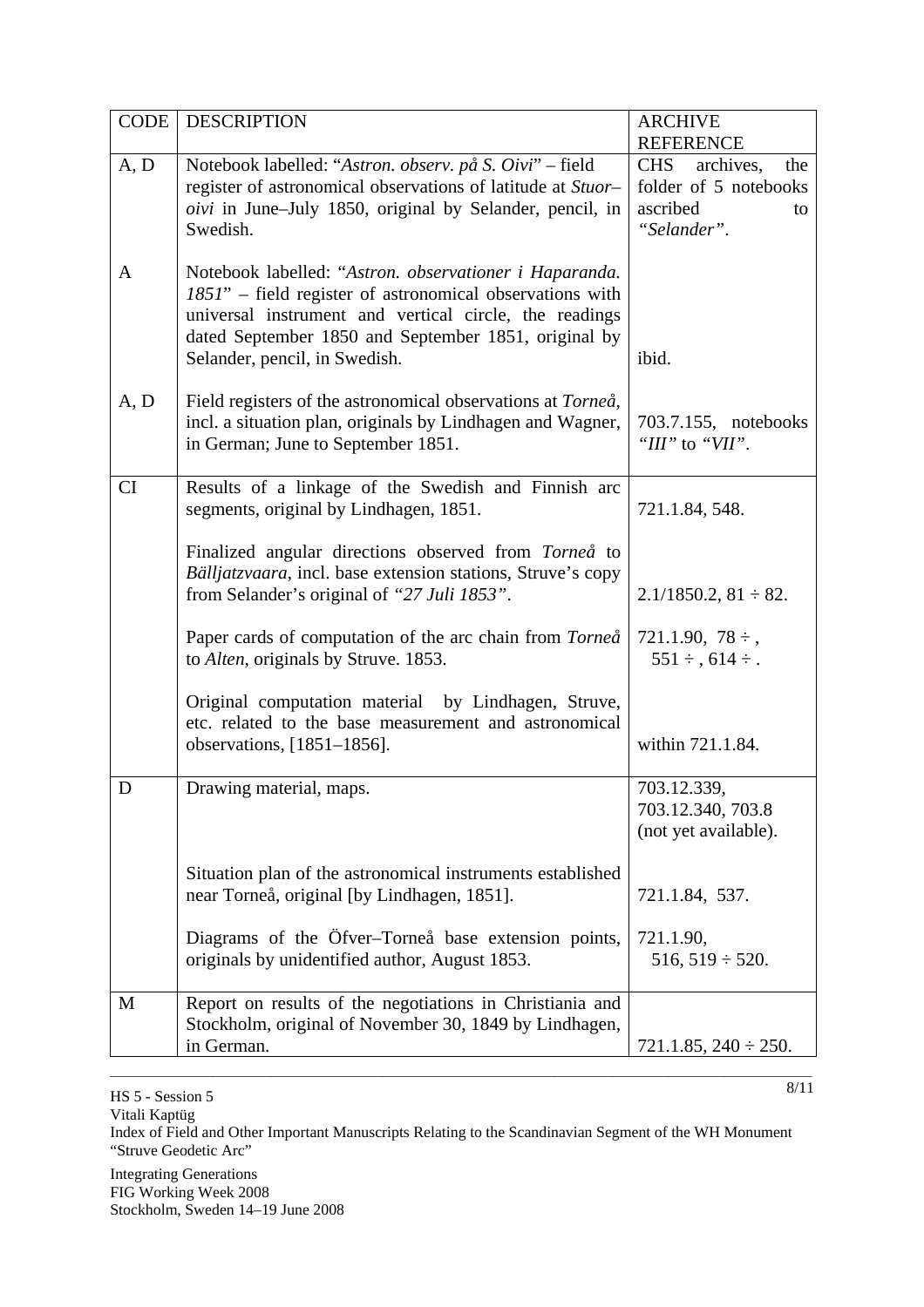| CODE | DESCRIPTION | ARCHIVE REFERENCE |
|---|---|---|
| A, D | Notebook labelled: "*Astron. observ. på S. Oivi*" – field register of astronomical observations of latitude at *Stuor–oivi* in June–July 1850, original by Selander, pencil, in Swedish. | CHS archives, the folder of 5 notebooks ascribed to *"Selander"*. |
| A | Notebook labelled: "*Astron. observationer i Haparanda. 1851*" – field register of astronomical observations with universal instrument and vertical circle, the readings dated September 1850 and September 1851, original by Selander, pencil, in Swedish. | ibid. |
| A, D | Field registers of the astronomical observations at *Torneå*, incl. a situation plan, originals by Lindhagen and Wagner, in German; June to September 1851. | 703.7.155, notebooks *"III"* to *"VII"*. |
| CI | Results of a linkage of the Swedish and Finnish arc segments, original by Lindhagen, 1851. | 721.1.84, 548. |
| | Finalized angular directions observed from *Torneå* to *Bälljatzvaara*, incl. base extension stations, Struve's copy from Selander's original of *"27 Juli 1853"*. | 2.1/1850.2, 81 ÷ 82. |
| | Paper cards of computation of the arc chain from *Torneå* to *Alten*, originals by Struve. 1853. | 721.1.90, 78 ÷ , 551 ÷ , 614 ÷ . |
| | Original computation material by Lindhagen, Struve, etc. related to the base measurement and astronomical observations, [1851–1856]. | within 721.1.84. |
| D | Drawing material, maps. | 703.12.339, 703.12.340, 703.8 (not yet available). |
| | Situation plan of the astronomical instruments established near Torneå, original [by Lindhagen, 1851]. | 721.1.84, 537. |
| | Diagrams of the Öfver–Torneå base extension points, originals by unidentified author, August 1853. | 721.1.90, 516, 519 ÷ 520. |
| M | Report on results of the negotiations in Christiania and Stockholm, original of November 30, 1849 by Lindhagen, in German. | 721.1.85, 240 ÷ 250. |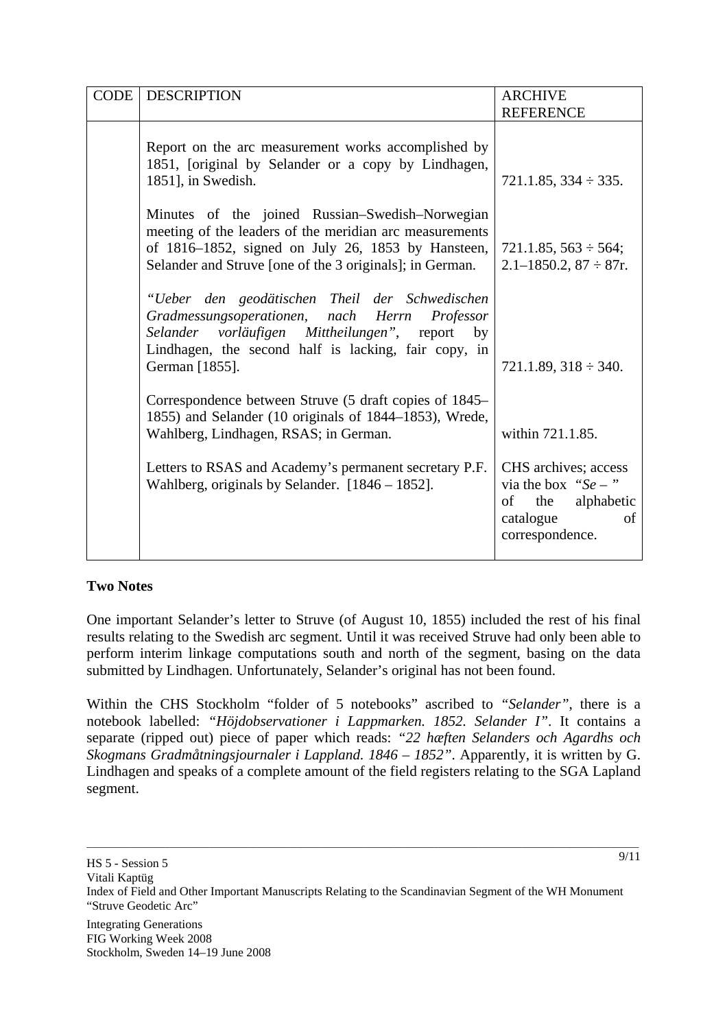| CODE | DESCRIPTION | ARCHIVE REFERENCE |
|---|---|---|
| | Report on the arc measurement works accomplished by 1851, [original by Selander or a copy by Lindhagen, 1851], in Swedish. | 721.1.85, 334 ÷ 335. |
| | Minutes of the joined Russian–Swedish–Norwegian meeting of the leaders of the meridian arc measurements of 1816–1852, signed on July 26, 1853 by Hansteen, Selander and Struve [one of the 3 originals]; in German. | 721.1.85, 563 ÷ 564; 2.1–1850.2, 87 ÷ 87r. |
| | *"Ueber den geodätischen Theil der Schwedischen Gradmessungsoperationen, nach Herrn Professor Selander vorläufigen Mittheilungen"*, report by Lindhagen, the second half is lacking, fair copy, in German [1855]. | 721.1.89, 318 ÷ 340. |
| | Correspondence between Struve (5 draft copies of 1845–1855) and Selander (10 originals of 1844–1853), Wrede, Wahlberg, Lindhagen, RSAS; in German. | within 721.1.85. |
| | Letters to RSAS and Academy's permanent secretary P.F. Wahlberg, originals by Selander. [1846 – 1852]. | CHS archives; access via the box *"Se – "* of the alphabetic catalogue of correspondence. |

### Two Notes

One important Selander's letter to Struve (of August 10, 1855) included the rest of his final results relating to the Swedish arc segment. Until it was received Struve had only been able to perform interim linkage computations south and north of the segment, basing on the data submitted by Lindhagen. Unfortunately, Selander's original has not been found.

Within the CHS Stockholm "folder of 5 notebooks" ascribed to *"Selander"*, there is a notebook labelled: *"Höjdobservationer i Lappmarken. 1852. Selander I"*. It contains a separate (ripped out) piece of paper which reads: *"22 hæften Selanders och Agardhs och Skogmans Gradmåtningsjournaler i Lappland. 1846 – 1852"*. Apparently, it is written by G. Lindhagen and speaks of a complete amount of the field registers relating to the SGA Lapland segment.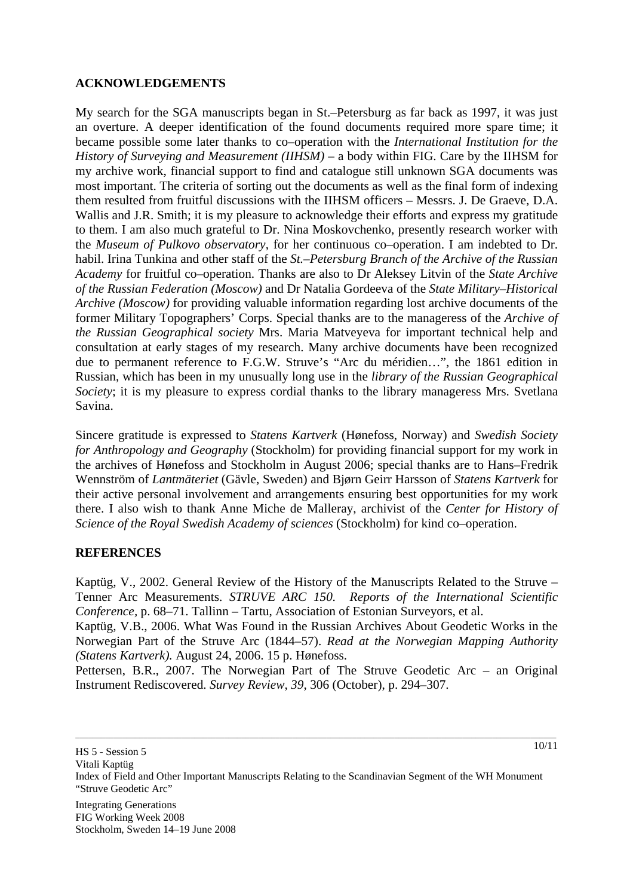## ACKNOWLEDGEMENTS

My search for the SGA manuscripts began in St.–Petersburg as far back as 1997, it was just an overture. A deeper identification of the found documents required more spare time; it became possible some later thanks to co–operation with the *International Institution for the History of Surveying and Measurement (IIHSM)* – a body within FIG. Care by the IIHSM for my archive work, financial support to find and catalogue still unknown SGA documents was most important. The criteria of sorting out the documents as well as the final form of indexing them resulted from fruitful discussions with the IIHSM officers – Messrs. J. De Graeve, D.A. Wallis and J.R. Smith; it is my pleasure to acknowledge their efforts and express my gratitude to them. I am also much grateful to Dr. Nina Moskovchenko, presently research worker with the *Museum of Pulkovo observatory*, for her continuous co–operation. I am indebted to Dr. habil. Irina Tunkina and other staff of the *St.–Petersburg Branch of the Archive of the Russian Academy* for fruitful co–operation. Thanks are also to Dr Aleksey Litvin of the *State Archive of the Russian Federation (Moscow)* and Dr Natalia Gordeeva of the *State Military–Historical Archive (Moscow)* for providing valuable information regarding lost archive documents of the former Military Topographers' Corps. Special thanks are to the manageress of the *Archive of the Russian Geographical society* Mrs. Maria Matveyeva for important technical help and consultation at early stages of my research. Many archive documents have been recognized due to permanent reference to F.G.W. Struve's "Arc du méridien…", the 1861 edition in Russian, which has been in my unusually long use in the *library of the Russian Geographical Society*; it is my pleasure to express cordial thanks to the library manageress Mrs. Svetlana Savina.

Sincere gratitude is expressed to *Statens Kartverk* (Hønefoss, Norway) and *Swedish Society for Anthropology and Geography* (Stockholm) for providing financial support for my work in the archives of Hønefoss and Stockholm in August 2006; special thanks are to Hans–Fredrik Wennström of *Lantmäteriet* (Gävle, Sweden) and Bjørn Geirr Harsson of *Statens Kartverk* for their active personal involvement and arrangements ensuring best opportunities for my work there. I also wish to thank Anne Miche de Malleray, archivist of the *Center for History of Science of the Royal Swedish Academy of sciences* (Stockholm) for kind co–operation.

## REFERENCES

Kaptüg, V., 2002. General Review of the History of the Manuscripts Related to the Struve – Tenner Arc Measurements. *STRUVE ARC 150. Reports of the International Scientific Conference*, p. 68–71. Tallinn – Tartu, Association of Estonian Surveyors, et al.

Kaptüg, V.B., 2006. What Was Found in the Russian Archives About Geodetic Works in the Norwegian Part of the Struve Arc (1844–57). *Read at the Norwegian Mapping Authority (Statens Kartverk).* August 24, 2006. 15 p. Hønefoss.

Pettersen, B.R., 2007. The Norwegian Part of The Struve Geodetic Arc – an Original Instrument Rediscovered. *Survey Review*, *39*, 306 (October), p. 294–307.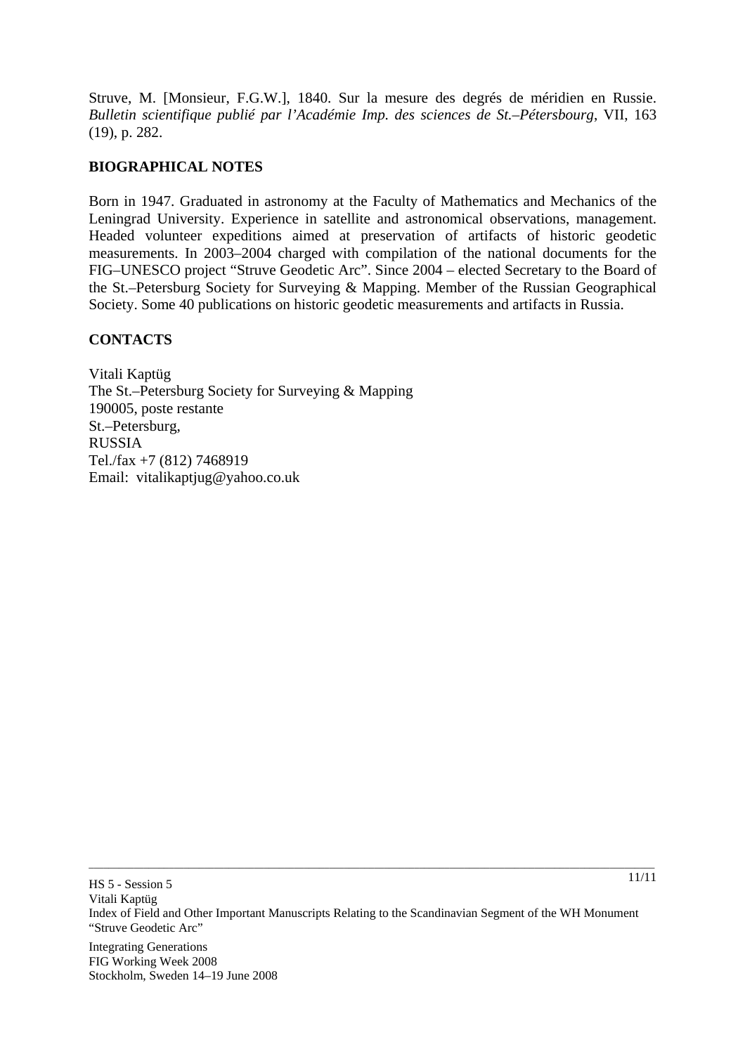Struve, M. [Monsieur, F.G.W.], 1840. Sur la mesure des degrés de méridien en Russie. *Bulletin scientifique publié par l'Académie Imp. des sciences de St.–Pétersbourg*, VII, 163 (19), p. 282.

## BIOGRAPHICAL NOTES

Born in 1947. Graduated in astronomy at the Faculty of Mathematics and Mechanics of the Leningrad University. Experience in satellite and astronomical observations, management. Headed volunteer expeditions aimed at preservation of artifacts of historic geodetic measurements. In 2003–2004 charged with compilation of the national documents for the FIG–UNESCO project "Struve Geodetic Arc". Since 2004 – elected Secretary to the Board of the St.–Petersburg Society for Surveying & Mapping. Member of the Russian Geographical Society. Some 40 publications on historic geodetic measurements and artifacts in Russia.

## CONTACTS

Vitali Kaptüg
The St.–Petersburg Society for Surveying & Mapping
190005, poste restante
St.–Petersburg,
RUSSIA
Tel./fax +7 (812) 7468919
Email: vitalikaptjug@yahoo.co.uk